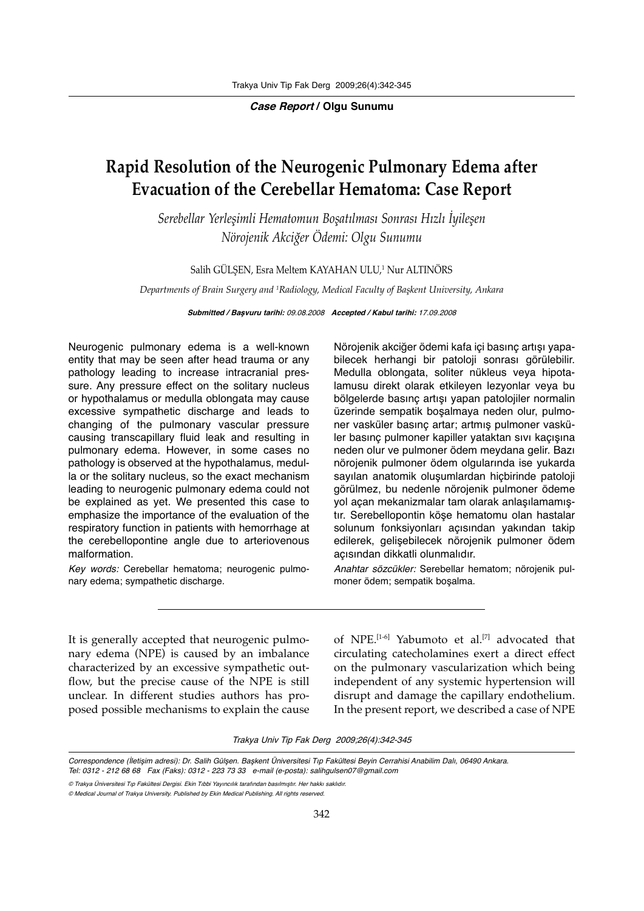**Case Report** / **Olgu Sunumu**

# Rapid Resolution of the Neurogenic Pulmonary Edema after Evacuation of the Cerebellar Hematoma: Case Report

*Serebellar Yerleşimli Hematomun Boşatılması Sonrası Hızlı İyileşen Nörojenik Akciğer Ödemi: Olgu Sunumu*

Salih GÜLŞEN, Esra Meltem KAYAHAN ULU,[1] Nur ALTINÖRS

*Departments of Brain Surgery and [1]Radiology, Medical Faculty of Başkent University, Ankara*

***Submitted / Başvuru tarihi:*** *09.08.2008* ***Accepted / Kabul tarihi:*** *17.09.2008*

Neurogenic pulmonary edema is a well-known entity that may be seen after head trauma or any pathology leading to increase intracranial pressure. Any pressure effect on the solitary nucleus or hypothalamus or medulla oblongata may cause excessive sympathetic discharge and leads to changing of the pulmonary vascular pressure causing transcapillary fluid leak and resulting in pulmonary edema. However, in some cases no pathology is observed at the hypothalamus, medulla or the solitary nucleus, so the exact mechanism leading to neurogenic pulmonary edema could not be explained as yet. We presented this case to emphasize the importance of the evaluation of the respiratory function in patients with hemorrhage at the cerebellopontine angle due to arteriovenous malformation.

*Key words:* Cerebellar hematoma; neurogenic pulmonary edema; sympathetic discharge.

Nörojenik akciğer ödemi kafa içi basınç artışı yapabilecek herhangi bir patoloji sonrası görülebilir. Medulla oblongata, soliter nükleus veya hipotalamusu direkt olarak etkileyen lezyonlar veya bu bölgelerde basınç artışı yapan patolojiler normalin üzerinde sempatik boşalmaya neden olur, pulmoner vasküler basınç artar; artmış pulmoner vasküler basınç pulmoner kapiller yataktan sıvı kaçışına neden olur ve pulmoner ödem meydana gelir. Bazı nörojenik pulmoner ödem olgularında ise yukarda sayılan anatomik oluşumlardan hiçbirinde patoloji görülmez, bu nedenle nörojenik pulmoner ödeme yol açan mekanizmalar tam olarak anlaşılamamıştır. Serebellopontin köşe hematomu olan hastalar solunum fonksiyonları açısından yakından takip edilerek, gelişebilecek nörojenik pulmoner ödem açısından dikkatli olunmalıdır.

*Anahtar sözcükler:* Serebellar hematom; nörojenik pulmoner ödem; sempatik boşalma.

It is generally accepted that neurogenic pulmonary edema (NPE) is caused by an imbalance characterized by an excessive sympathetic outflow, but the precise cause of the NPE is still unclear. In different studies authors has proposed possible mechanisms to explain the cause of NPE.[1-6] Yabumoto et al.[7] advocated that circulating catecholamines exert a direct effect on the pulmonary vascularization which being independent of any systemic hypertension will disrupt and damage the capillary endothelium. In the present report, we described a case of NPE

*Correspondence (İletişim adresi): Dr. Salih Gülşen. Başkent Üniversitesi Tıp Fakültesi Beyin Cerrahisi Anabilim Dalı, 06490 Ankara. Tel: 0312 - 212 68 68 Fax (Faks): 0312 - 223 73 33 e-mail (e-posta): salihgulsen07@gmail.com*

*© Trakya Üniversitesi Tıp Fakültesi Dergisi. Ekin Tıbbi Yayıncılık tarafından basılmıştır. Her hakkı saklıdır.*

*© Medical Journal of Trakya University. Published by Ekin Medical Publishing. All rights reserved.*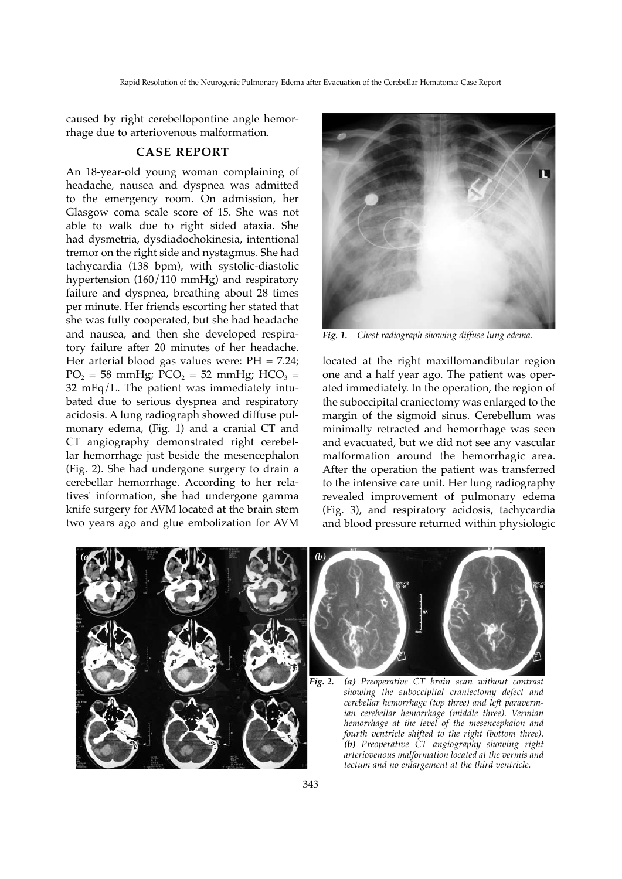caused by right cerebellopontine angle hemorrhage due to arteriovenous malformation.

## CASE REPORT

An 18-year-old young woman complaining of headache, nausea and dyspnea was admitted to the emergency room. On admission, her Glasgow coma scale score of 15. She was not able to walk due to right sided ataxia. She had dysmetria, dysdiadochokinesia, intentional tremor on the right side and nystagmus. She had tachycardia (138 bpm), with systolic-diastolic hypertension (160/110 mmHg) and respiratory failure and dyspnea, breathing about 28 times per minute. Her friends escorting her stated that she was fully cooperated, but she had headache and nausea, and then she developed respiratory failure after 20 minutes of her headache. Her arterial blood gas values were: PH = 7.24; $PO_2$ = 58 mmHg; $PCO_2$ = 52 mmHg; $HCO_3$ = 32 mEq/L. The patient was immediately intubated due to serious dyspnea and respiratory acidosis. A lung radiograph showed diffuse pulmonary edema, (Fig. 1) and a cranial CT and CT angiography demonstrated right cerebellar hemorrhage just beside the mesencephalon (Fig. 2). She had undergone surgery to drain a cerebellar hemorrhage. According to her relatives' information, she had undergone gamma knife surgery for AVM located at the brain stem two years ago and glue embolization for AVM located at the right maxillomandibular region one and a half year ago. The patient was operated immediately. In the operation, the region of the suboccipital craniectomy was enlarged to the margin of the sigmoid sinus. Cerebellum was minimally retracted and hemorrhage was seen and evacuated, but we did not see any vascular malformation around the hemorrhagic area. After the operation the patient was transferred to the intensive care unit. Her lung radiography revealed improvement of pulmonary edema (Fig. 3), and respiratory acidosis, tachycardia and blood pressure returned within physiologic

*Fig. 1. Chest radiograph showing diffuse lung edema.*

*Fig. 2. **(a)** Preoperative CT brain scan without contrast showing the suboccipital craniectomy defect and cerebellar hemorrhage (top three) and left paravermian cerebellar hemorrhage (middle three). Vermian hemorrhage at the level of the mesencephalon and fourth ventricle shifted to the right (bottom three). **(b)** Preoperative CT angiography showing right arteriovenous malformation located at the vermis and tectum and no enlargement at the third ventricle.*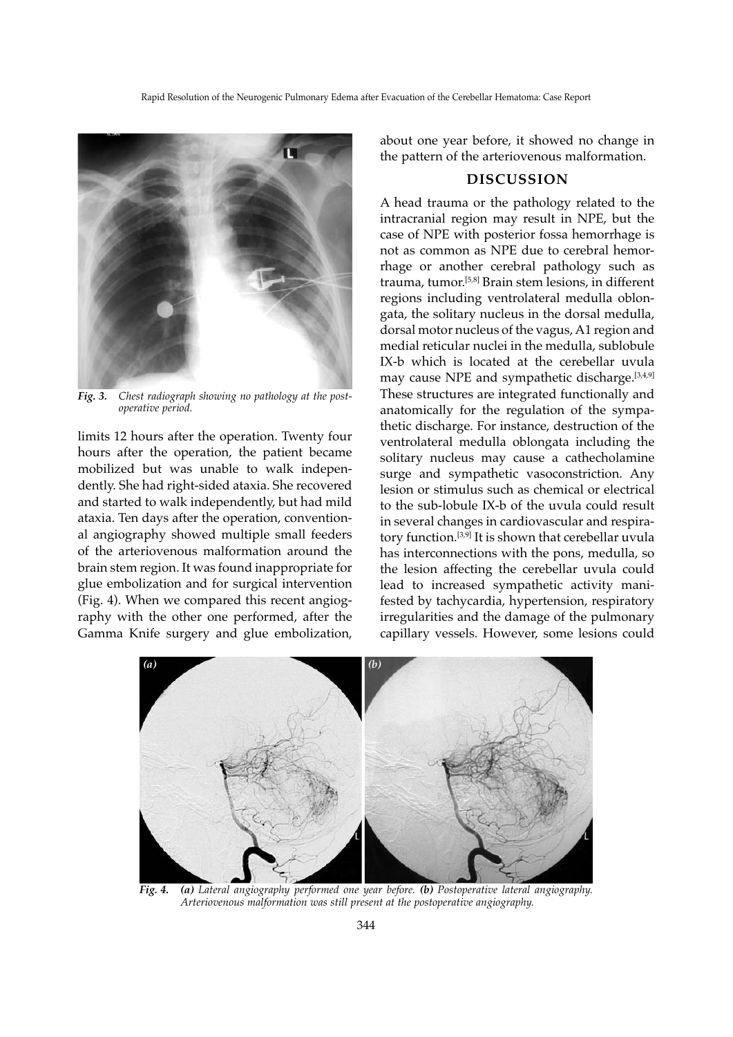*Fig. 3. Chest radiograph showing no pathology at the postoperative period.*

limits 12 hours after the operation. Twenty four hours after the operation, the patient became mobilized but was unable to walk independently. She had right-sided ataxia. She recovered and started to walk independently, but had mild ataxia. Ten days after the operation, conventional angiography showed multiple small feeders of the arteriovenous malformation around the brain stem region. It was found inappropriate for glue embolization and for surgical intervention (Fig. 4). When we compared this recent angiography with the other one performed, after the Gamma Knife surgery and glue embolization, about one year before, it showed no change in the pattern of the arteriovenous malformation.

## DISCUSSION

A head trauma or the pathology related to the intracranial region may result in NPE, but the case of NPE with posterior fossa hemorrhage is not as common as NPE due to cerebral hemorrhage or another cerebral pathology such as trauma, tumor.[5,8] Brain stem lesions, in different regions including ventrolateral medulla oblongata, the solitary nucleus in the dorsal medulla, dorsal motor nucleus of the vagus, A1 region and medial reticular nuclei in the medulla, sublobule IX-b which is located at the cerebellar uvula may cause NPE and sympathetic discharge.[3,4,9] These structures are integrated functionally and anatomically for the regulation of the sympathetic discharge. For instance, destruction of the ventrolateral medulla oblongata including the solitary nucleus may cause a cathecholamine surge and sympathetic vasoconstriction. Any lesion or stimulus such as chemical or electrical to the sub-lobule IX-b of the uvula could result in several changes in cardiovascular and respiratory function.[3,9] It is shown that cerebellar uvula has interconnections with the pons, medulla, so the lesion affecting the cerebellar uvula could lead to increased sympathetic activity manifested by tachycardia, hypertension, respiratory irregularities and the damage of the pulmonary capillary vessels. However, some lesions could

*Fig. 4. **(a)** Lateral angiography performed one year before. **(b)** Postoperative lateral angiography. Arteriovenous malformation was still present at the postoperative angiography.*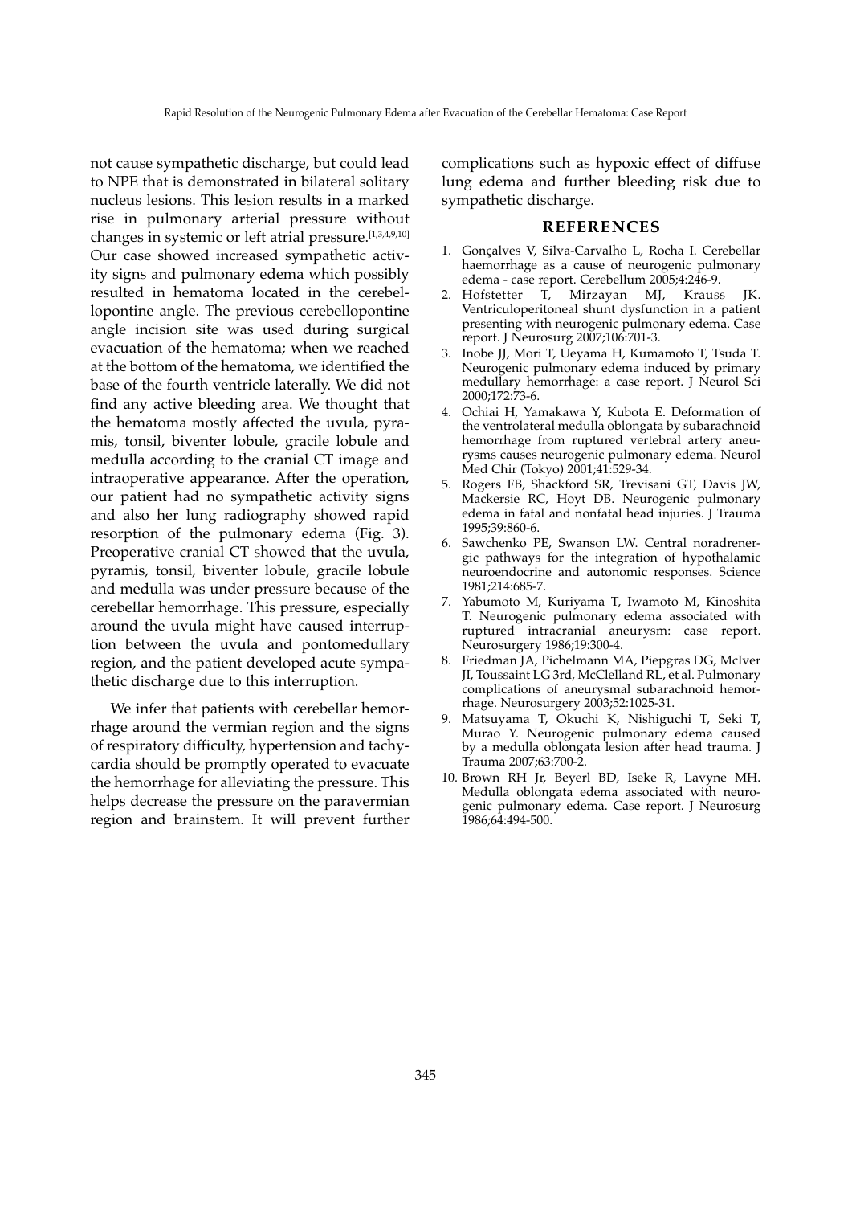not cause sympathetic discharge, but could lead to NPE that is demonstrated in bilateral solitary nucleus lesions. This lesion results in a marked rise in pulmonary arterial pressure without changes in systemic or left atrial pressure.[1,3,4,9,10] Our case showed increased sympathetic activity signs and pulmonary edema which possibly resulted in hematoma located in the cerebellopontine angle. The previous cerebellopontine angle incision site was used during surgical evacuation of the hematoma; when we reached at the bottom of the hematoma, we identified the base of the fourth ventricle laterally. We did not find any active bleeding area. We thought that the hematoma mostly affected the uvula, pyramis, tonsil, biventer lobule, gracile lobule and medulla according to the cranial CT image and intraoperative appearance. After the operation, our patient had no sympathetic activity signs and also her lung radiography showed rapid resorption of the pulmonary edema (Fig. 3). Preoperative cranial CT showed that the uvula, pyramis, tonsil, biventer lobule, gracile lobule and medulla was under pressure because of the cerebellar hemorrhage. This pressure, especially around the uvula might have caused interruption between the uvula and pontomedullary region, and the patient developed acute sympathetic discharge due to this interruption.

We infer that patients with cerebellar hemorrhage around the vermian region and the signs of respiratory difficulty, hypertension and tachycardia should be promptly operated to evacuate the hemorrhage for alleviating the pressure. This helps decrease the pressure on the paravermian region and brainstem. It will prevent further complications such as hypoxic effect of diffuse lung edema and further bleeding risk due to sympathetic discharge.

## REFERENCES

1. Gonçalves V, Silva-Carvalho L, Rocha I. Cerebellar haemorrhage as a cause of neurogenic pulmonary edema - case report. Cerebellum 2005;4:246-9.
2. Hofstetter T, Mirzayan MJ, Krauss JK. Ventriculoperitoneal shunt dysfunction in a patient presenting with neurogenic pulmonary edema. Case report. J Neurosurg 2007;106:701-3.
3. Inobe JJ, Mori T, Ueyama H, Kumamoto T, Tsuda T. Neurogenic pulmonary edema induced by primary medullary hemorrhage: a case report. J Neurol Sci 2000;172:73-6.
4. Ochiai H, Yamakawa Y, Kubota E. Deformation of the ventrolateral medulla oblongata by subarachnoid hemorrhage from ruptured vertebral artery aneurysms causes neurogenic pulmonary edema. Neurol Med Chir (Tokyo) 2001;41:529-34.
5. Rogers FB, Shackford SR, Trevisani GT, Davis JW, Mackersie RC, Hoyt DB. Neurogenic pulmonary edema in fatal and nonfatal head injuries. J Trauma 1995;39:860-6.
6. Sawchenko PE, Swanson LW. Central noradrenergic pathways for the integration of hypothalamic neuroendocrine and autonomic responses. Science 1981;214:685-7.
7. Yabumoto M, Kuriyama T, Iwamoto M, Kinoshita T. Neurogenic pulmonary edema associated with ruptured intracranial aneurysm: case report. Neurosurgery 1986;19:300-4.
8. Friedman JA, Pichelmann MA, Piepgras DG, McIver JI, Toussaint LG 3rd, McClelland RL, et al. Pulmonary complications of aneurysmal subarachnoid hemorrhage. Neurosurgery 2003;52:1025-31.
9. Matsuyama T, Okuchi K, Nishiguchi T, Seki T, Murao Y. Neurogenic pulmonary edema caused by a medulla oblongata lesion after head trauma. J Trauma 2007;63:700-2.
10. Brown RH Jr, Beyerl BD, Iseke R, Lavyne MH. Medulla oblongata edema associated with neurogenic pulmonary edema. Case report. J Neurosurg 1986;64:494-500.